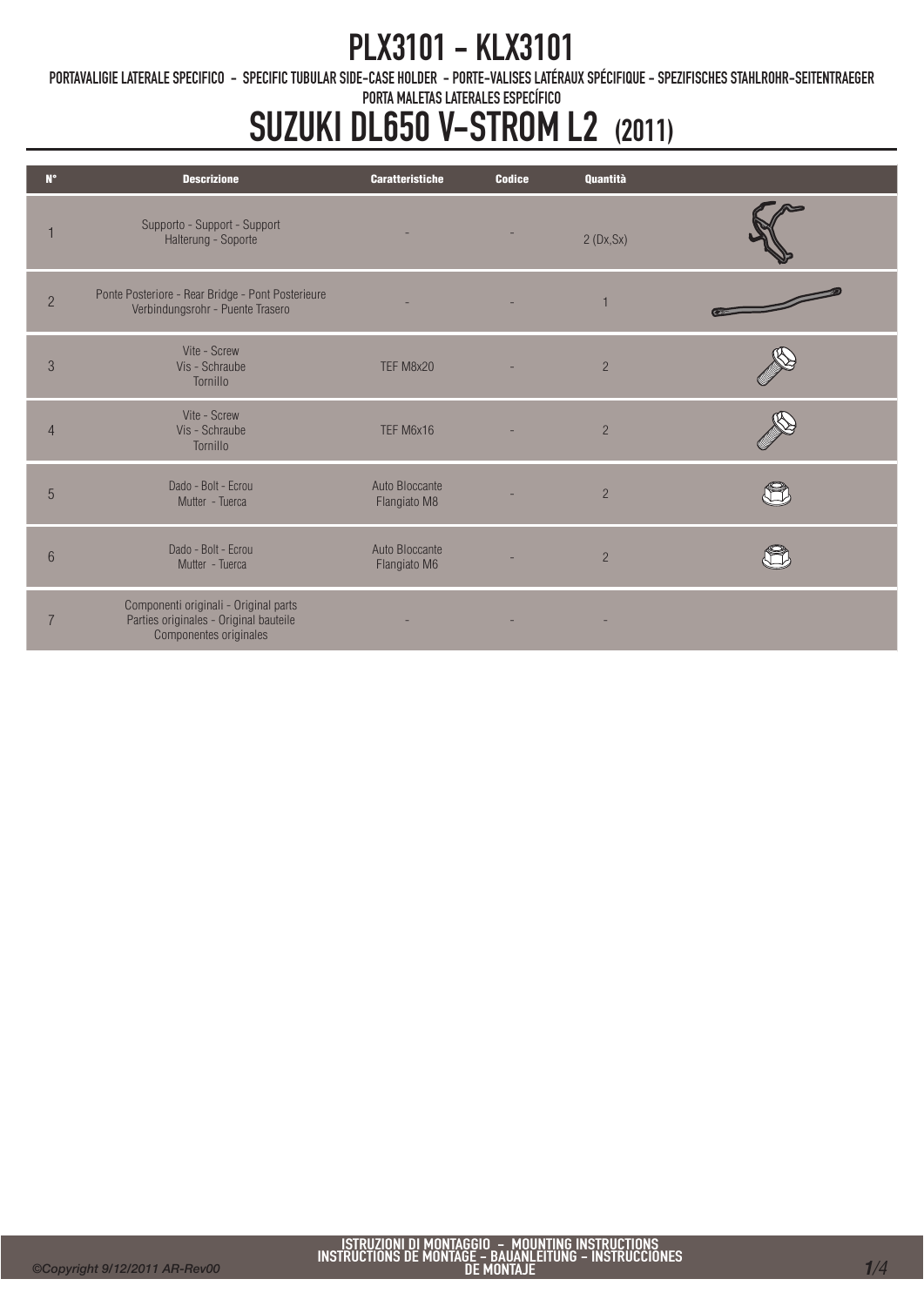# PLX3101 - KLX3101

PORTAVALIGIE LATERALE SPECIFICO - SPECIFIC TUBULAR SIDE-CASE HOLDER - PORTE-VALISES LATÉRAUX SPÉCIFIQUE - SPEZIFISCHES STAHLROHR-SEITENTRAEGER
PORTA MALETAS LATERALES ESPECÍFICO

# SUZUKI DL650 V-STROM L2 (2011)

| N° | Descrizione | Caratteristiche | Codice | Quantità | |
|---|---|---|---|---|---|
| 1 | Supporto - Support - Support<br>Halterung - Soporte | - | - | 2 (Dx,Sx) | |
| 2 | Ponte Posteriore - Rear Bridge - Pont Posterieure<br>Verbindungsrohr - Puente Trasero | - | - | 1 | |
| 3 | Vite - Screw<br>Vis - Schraube<br>Tornillo | TEF M8x20 | - | 2 | |
| 4 | Vite - Screw<br>Vis - Schraube<br>Tornillo | TEF M6x16 | - | 2 | |
| 5 | Dado - Bolt - Ecrou<br>Mutter - Tuerca | Auto Bloccante<br>Flangiato M8 | - | 2 | |
| 6 | Dado - Bolt - Ecrou<br>Mutter - Tuerca | Auto Bloccante<br>Flangiato M6 | - | 2 | |
| 7 | Componenti originali - Original parts<br>Parties originales - Original bauteile<br>Componentes originales | - | - | - | |

ISTRUZIONI DI MONTAGGIO - MOUNTING INSTRUCTIONS
INSTRUCTIONS DE MONTAGE - BAUANLEITUNG - INSTRUCCIONES DE MONTAJE

*©Copyright 9/12/2011 AR-Rev00*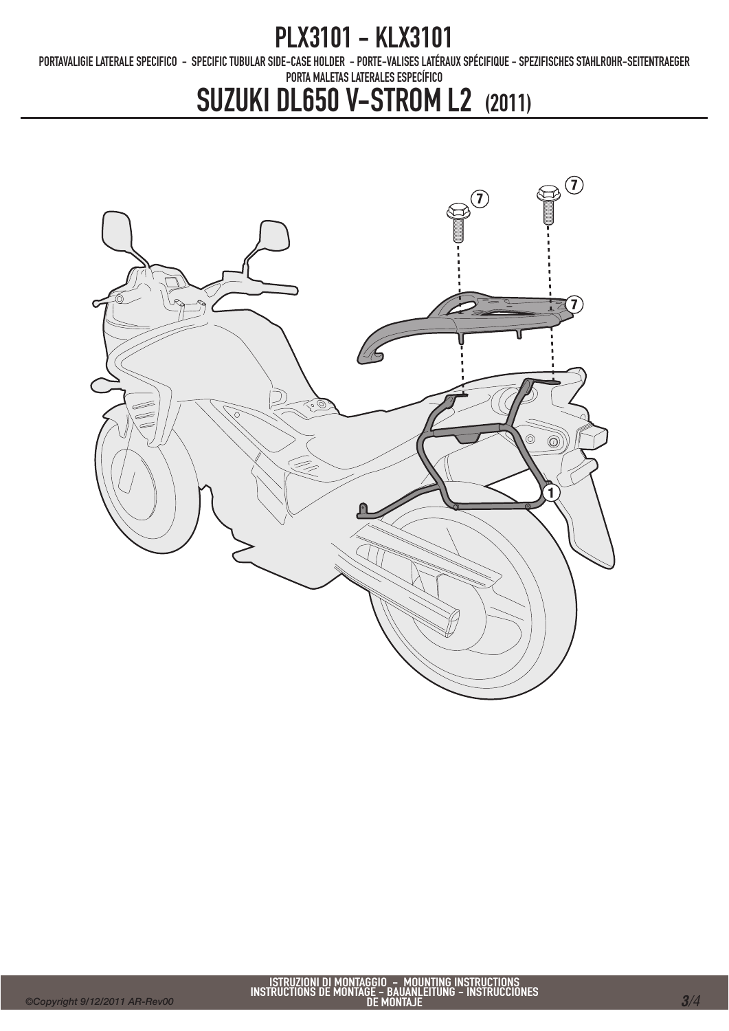# PLX3101 - KLX3101

PORTAVALIGIE LATERALE SPECIFICO - SPECIFIC TUBULAR SIDE-CASE HOLDER - PORTE-VALISES LATÉRAUX SPÉCIFIQUE - SPEZIFISCHES STAHLROHR-SEITENTRAEGER
PORTA MALETAS LATERALES ESPECÍFICO

# SUZUKI DL650 V-STROM L2 (2011)

7

7

7

1

ISTRUZIONI DI MONTAGGIO - MOUNTING INSTRUCTIONS
INSTRUCTIONS DE MONTAGE - BAUANLEITUNG - INSTRUCCIONES DE MONTAJE

©Copyright 9/12/2011 AR-Rev00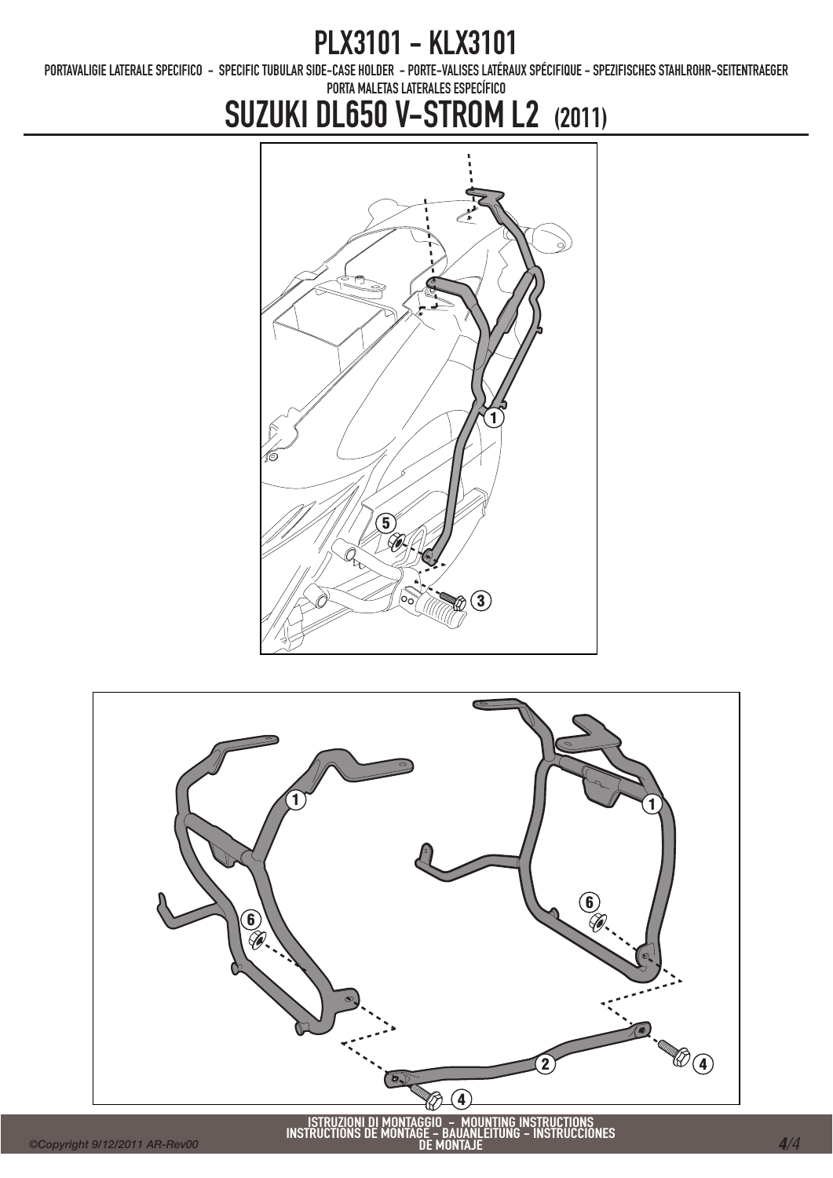# PLX3101 - KLX3101

PORTAVALIGIE LATERALE SPECIFICO - SPECIFIC TUBULAR SIDE-CASE HOLDER - PORTE-VALISES LATÉRAUX SPÉCIFIQUE - SPEZIFISCHES STAHLROHR-SEITENTRAEGER
PORTA MALETAS LATERALES ESPECÍFICO

## SUZUKI DL650 V-STROM L2 (2011)

1

5

3

1

1

6

6

2

4

4

ISTRUZIONI DI MONTAGGIO - MOUNTING INSTRUCTIONS
INSTRUCTIONS DE MONTAGE - BAUANLEITUNG - INSTRUCCIONES DE MONTAJE

©Copyright 9/12/2011 AR-Rev00